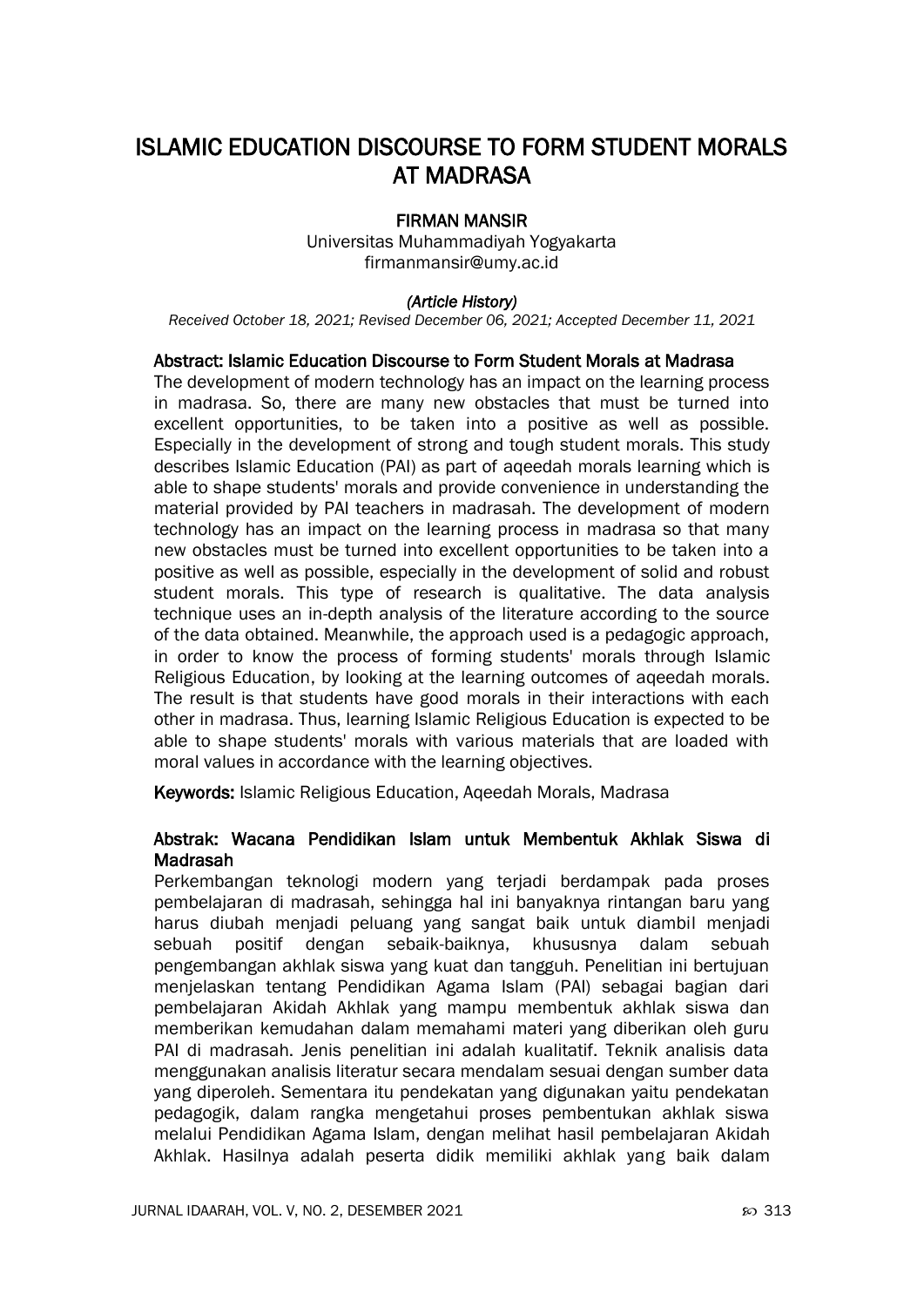# ISLAMIC EDUCATION DISCOURSE TO FORM STUDENT MORALS AT MADRASA

**FIRMAN MANSIR**

Universitas Muhammadiyah Yogyakarta
firmanmansir@umy.ac.id

*(Article History)*

*Received October 18, 2021; Revised December 06, 2021; Accepted December 11, 2021*

**Abstract: Islamic Education Discourse to Form Student Morals at Madrasa**

The development of modern technology has an impact on the learning process in madrasa. So, there are many new obstacles that must be turned into excellent opportunities, to be taken into a positive as well as possible. Especially in the development of strong and tough student morals. This study describes Islamic Education (PAI) as part of aqeedah morals learning which is able to shape students' morals and provide convenience in understanding the material provided by PAI teachers in madrasah. The development of modern technology has an impact on the learning process in madrasa so that many new obstacles must be turned into excellent opportunities to be taken into a positive as well as possible, especially in the development of solid and robust student morals. This type of research is qualitative. The data analysis technique uses an in-depth analysis of the literature according to the source of the data obtained. Meanwhile, the approach used is a pedagogic approach, in order to know the process of forming students' morals through Islamic Religious Education, by looking at the learning outcomes of aqeedah morals. The result is that students have good morals in their interactions with each other in madrasa. Thus, learning Islamic Religious Education is expected to be able to shape students' morals with various materials that are loaded with moral values in accordance with the learning objectives.

**Keywords:** Islamic Religious Education, Aqeedah Morals, Madrasa

**Abstrak: Wacana Pendidikan Islam untuk Membentuk Akhlak Siswa di Madrasah**

Perkembangan teknologi modern yang terjadi berdampak pada proses pembelajaran di madrasah, sehingga hal ini banyaknya rintangan baru yang harus diubah menjadi peluang yang sangat baik untuk diambil menjadi sebuah positif dengan sebaik-baiknya, khususnya dalam sebuah pengembangan akhlak siswa yang kuat dan tangguh. Penelitian ini bertujuan menjelaskan tentang Pendidikan Agama Islam (PAI) sebagai bagian dari pembelajaran Akidah Akhlak yang mampu membentuk akhlak siswa dan memberikan kemudahan dalam memahami materi yang diberikan oleh guru PAI di madrasah. Jenis penelitian ini adalah kualitatif. Teknik analisis data menggunakan analisis literatur secara mendalam sesuai dengan sumber data yang diperoleh. Sementara itu pendekatan yang digunakan yaitu pendekatan pedagogik, dalam rangka mengetahui proses pembentukan akhlak siswa melalui Pendidikan Agama Islam, dengan melihat hasil pembelajaran Akidah Akhlak. Hasilnya adalah peserta didik memiliki akhlak yang baik dalam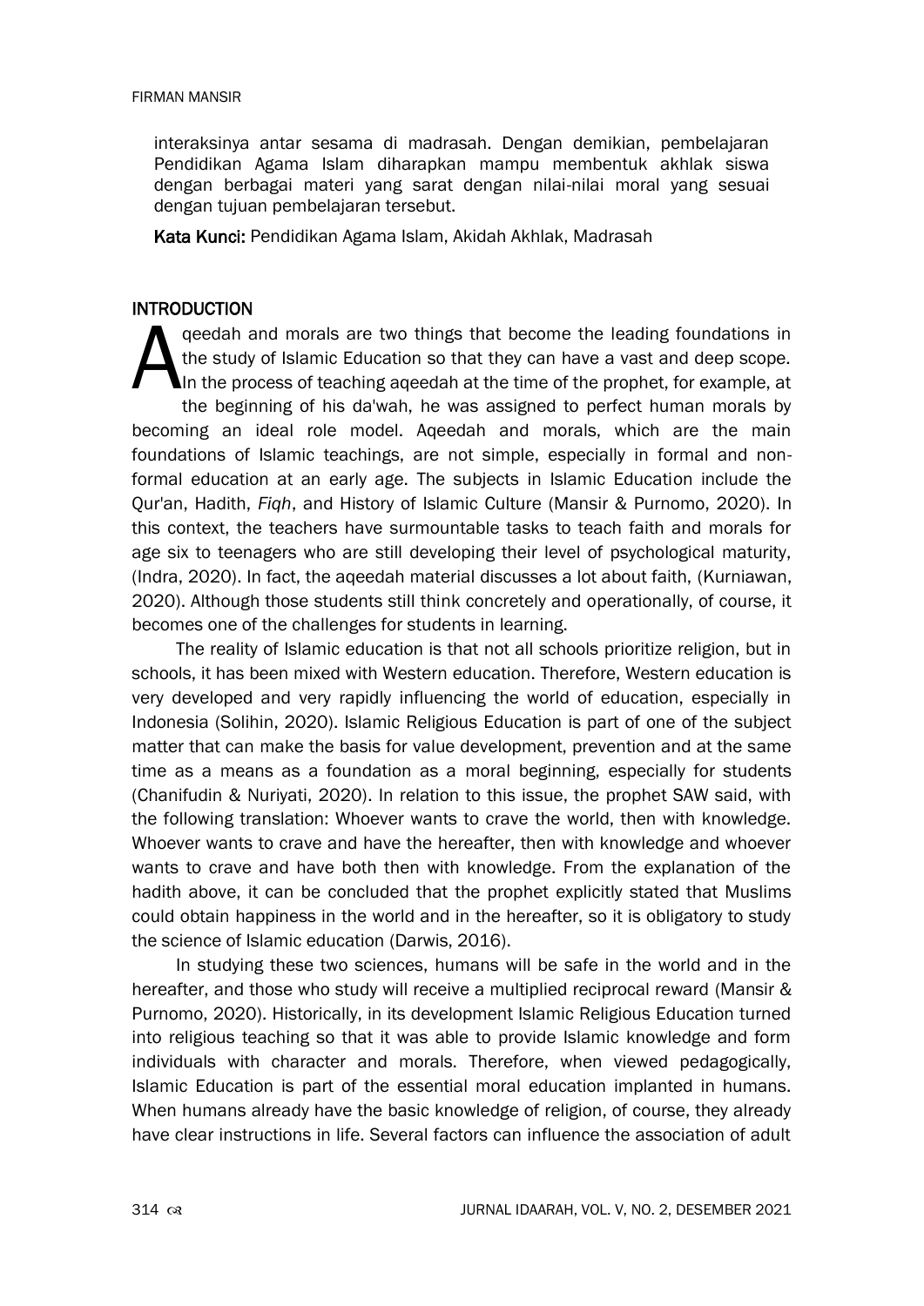interaksinya antar sesama di madrasah. Dengan demikian, pembelajaran Pendidikan Agama Islam diharapkan mampu membentuk akhlak siswa dengan berbagai materi yang sarat dengan nilai-nilai moral yang sesuai dengan tujuan pembelajaran tersebut.

**Kata Kunci:** Pendidikan Agama Islam, Akidah Akhlak, Madrasah

## INTRODUCTION

Aqeedah and morals are two things that become the leading foundations in the study of Islamic Education so that they can have a vast and deep scope. In the process of teaching aqeedah at the time of the prophet, for example, at the beginning of his da'wah, he was assigned to perfect human morals by becoming an ideal role model. Aqeedah and morals, which are the main foundations of Islamic teachings, are not simple, especially in formal and non-formal education at an early age. The subjects in Islamic Education include the Qur'an, Hadith, *Fiqh*, and History of Islamic Culture (Mansir & Purnomo, 2020). In this context, the teachers have surmountable tasks to teach faith and morals for age six to teenagers who are still developing their level of psychological maturity, (Indra, 2020). In fact, the aqeedah material discusses a lot about faith, (Kurniawan, 2020). Although those students still think concretely and operationally, of course, it becomes one of the challenges for students in learning.

The reality of Islamic education is that not all schools prioritize religion, but in schools, it has been mixed with Western education. Therefore, Western education is very developed and very rapidly influencing the world of education, especially in Indonesia (Solihin, 2020). Islamic Religious Education is part of one of the subject matter that can make the basis for value development, prevention and at the same time as a means as a foundation as a moral beginning, especially for students (Chanifudin & Nuriyati, 2020). In relation to this issue, the prophet SAW said, with the following translation: Whoever wants to crave the world, then with knowledge. Whoever wants to crave and have the hereafter, then with knowledge and whoever wants to crave and have both then with knowledge. From the explanation of the hadith above, it can be concluded that the prophet explicitly stated that Muslims could obtain happiness in the world and in the hereafter, so it is obligatory to study the science of Islamic education (Darwis, 2016).

In studying these two sciences, humans will be safe in the world and in the hereafter, and those who study will receive a multiplied reciprocal reward (Mansir & Purnomo, 2020). Historically, in its development Islamic Religious Education turned into religious teaching so that it was able to provide Islamic knowledge and form individuals with character and morals. Therefore, when viewed pedagogically, Islamic Education is part of the essential moral education implanted in humans. When humans already have the basic knowledge of religion, of course, they already have clear instructions in life. Several factors can influence the association of adult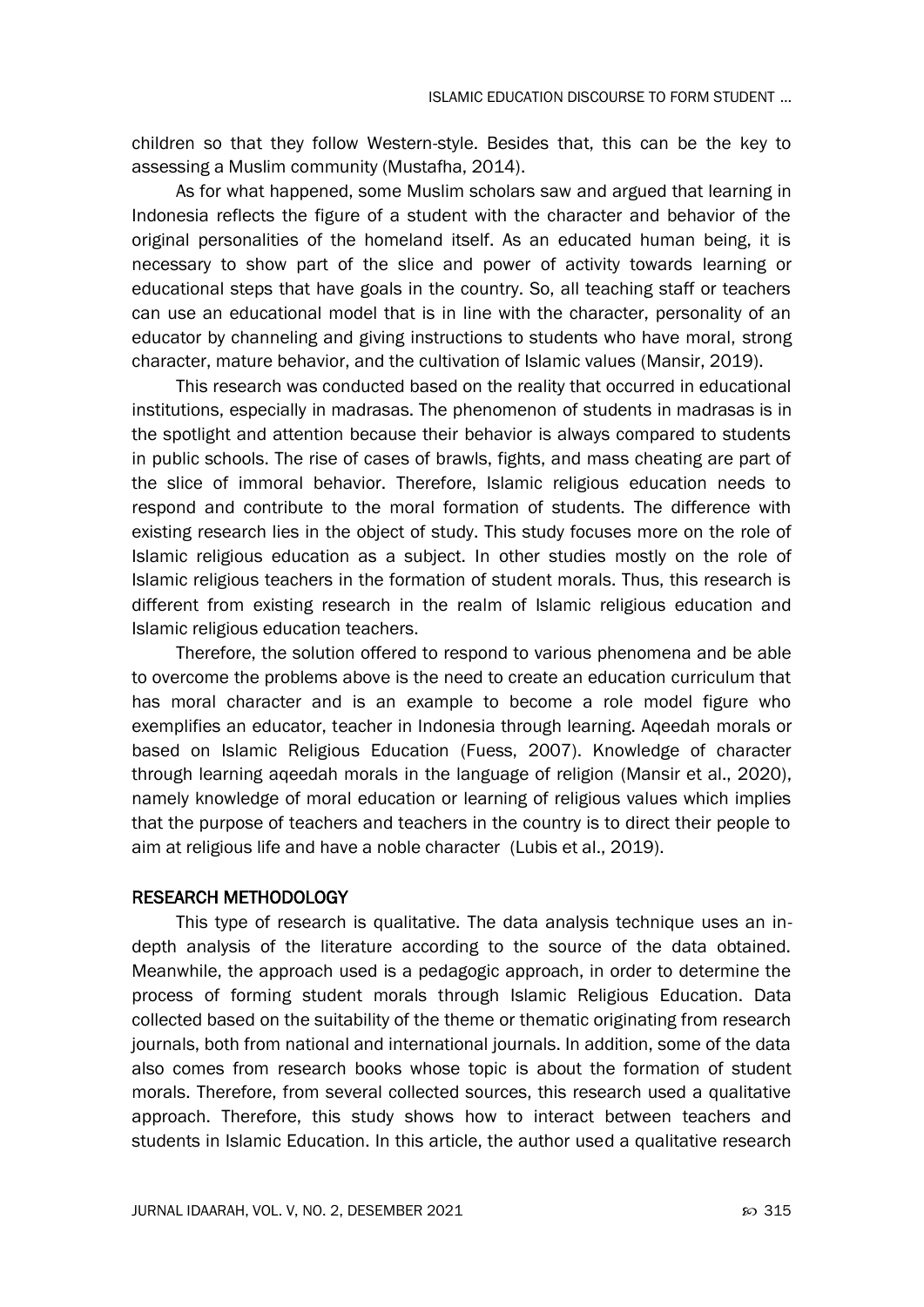children so that they follow Western-style. Besides that, this can be the key to assessing a Muslim community (Mustafha, 2014).

As for what happened, some Muslim scholars saw and argued that learning in Indonesia reflects the figure of a student with the character and behavior of the original personalities of the homeland itself. As an educated human being, it is necessary to show part of the slice and power of activity towards learning or educational steps that have goals in the country. So, all teaching staff or teachers can use an educational model that is in line with the character, personality of an educator by channeling and giving instructions to students who have moral, strong character, mature behavior, and the cultivation of Islamic values (Mansir, 2019).

This research was conducted based on the reality that occurred in educational institutions, especially in madrasas. The phenomenon of students in madrasas is in the spotlight and attention because their behavior is always compared to students in public schools. The rise of cases of brawls, fights, and mass cheating are part of the slice of immoral behavior. Therefore, Islamic religious education needs to respond and contribute to the moral formation of students. The difference with existing research lies in the object of study. This study focuses more on the role of Islamic religious education as a subject. In other studies mostly on the role of Islamic religious teachers in the formation of student morals. Thus, this research is different from existing research in the realm of Islamic religious education and Islamic religious education teachers.

Therefore, the solution offered to respond to various phenomena and be able to overcome the problems above is the need to create an education curriculum that has moral character and is an example to become a role model figure who exemplifies an educator, teacher in Indonesia through learning. Aqeedah morals or based on Islamic Religious Education (Fuess, 2007). Knowledge of character through learning aqeedah morals in the language of religion (Mansir et al., 2020), namely knowledge of moral education or learning of religious values which implies that the purpose of teachers and teachers in the country is to direct their people to aim at religious life and have a noble character (Lubis et al., 2019).

## RESEARCH METHODOLOGY

This type of research is qualitative. The data analysis technique uses an in-depth analysis of the literature according to the source of the data obtained. Meanwhile, the approach used is a pedagogic approach, in order to determine the process of forming student morals through Islamic Religious Education. Data collected based on the suitability of the theme or thematic originating from research journals, both from national and international journals. In addition, some of the data also comes from research books whose topic is about the formation of student morals. Therefore, from several collected sources, this research used a qualitative approach. Therefore, this study shows how to interact between teachers and students in Islamic Education. In this article, the author used a qualitative research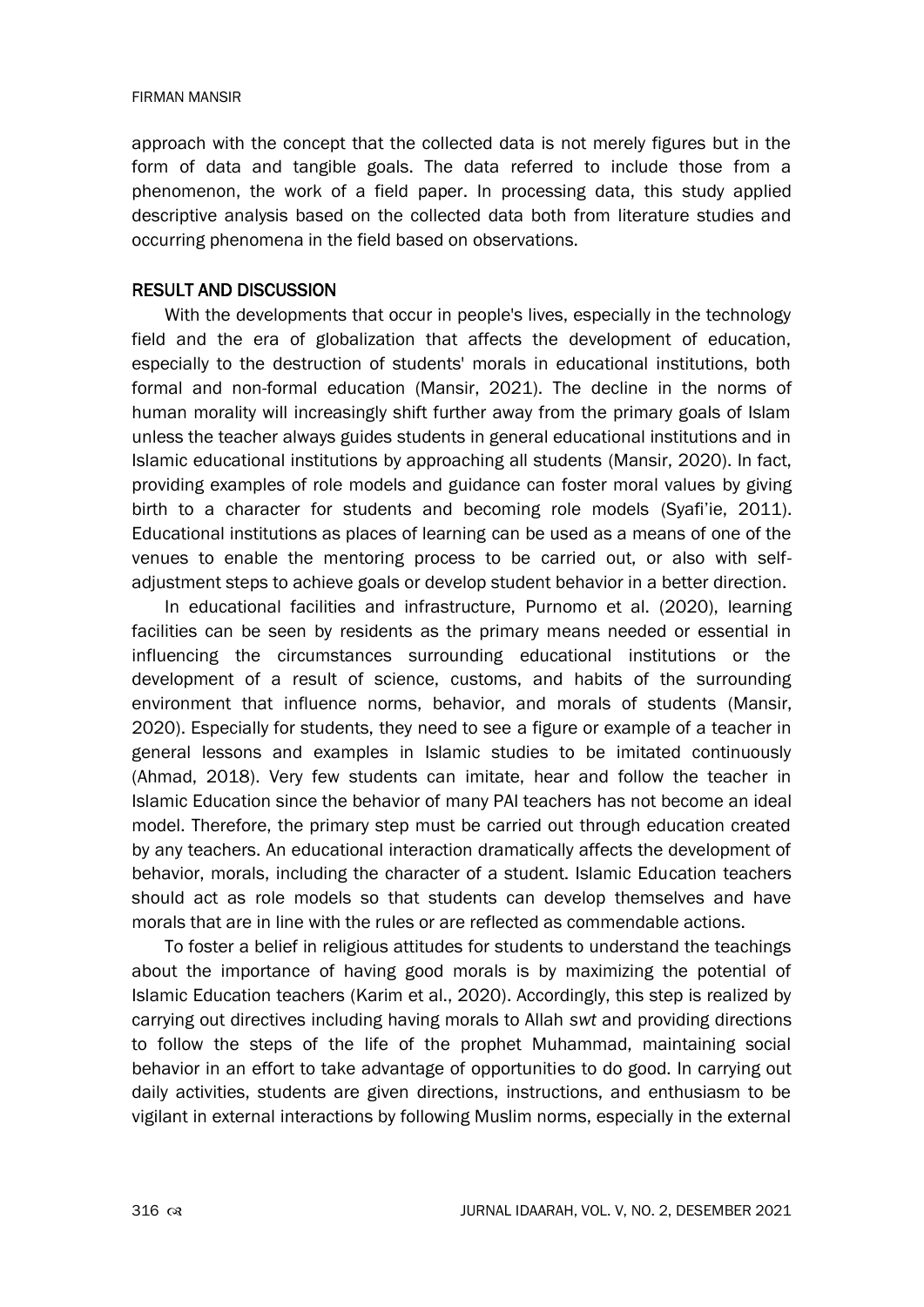approach with the concept that the collected data is not merely figures but in the form of data and tangible goals. The data referred to include those from a phenomenon, the work of a field paper. In processing data, this study applied descriptive analysis based on the collected data both from literature studies and occurring phenomena in the field based on observations.

## RESULT AND DISCUSSION

With the developments that occur in people's lives, especially in the technology field and the era of globalization that affects the development of education, especially to the destruction of students' morals in educational institutions, both formal and non-formal education (Mansir, 2021). The decline in the norms of human morality will increasingly shift further away from the primary goals of Islam unless the teacher always guides students in general educational institutions and in Islamic educational institutions by approaching all students (Mansir, 2020). In fact, providing examples of role models and guidance can foster moral values by giving birth to a character for students and becoming role models (Syafi'ie, 2011). Educational institutions as places of learning can be used as a means of one of the venues to enable the mentoring process to be carried out, or also with self-adjustment steps to achieve goals or develop student behavior in a better direction.

In educational facilities and infrastructure, Purnomo et al. (2020), learning facilities can be seen by residents as the primary means needed or essential in influencing the circumstances surrounding educational institutions or the development of a result of science, customs, and habits of the surrounding environment that influence norms, behavior, and morals of students (Mansir, 2020). Especially for students, they need to see a figure or example of a teacher in general lessons and examples in Islamic studies to be imitated continuously (Ahmad, 2018). Very few students can imitate, hear and follow the teacher in Islamic Education since the behavior of many PAI teachers has not become an ideal model. Therefore, the primary step must be carried out through education created by any teachers. An educational interaction dramatically affects the development of behavior, morals, including the character of a student. Islamic Education teachers should act as role models so that students can develop themselves and have morals that are in line with the rules or are reflected as commendable actions.

To foster a belief in religious attitudes for students to understand the teachings about the importance of having good morals is by maximizing the potential of Islamic Education teachers (Karim et al., 2020). Accordingly, this step is realized by carrying out directives including having morals to Allah *swt* and providing directions to follow the steps of the life of the prophet Muhammad, maintaining social behavior in an effort to take advantage of opportunities to do good. In carrying out daily activities, students are given directions, instructions, and enthusiasm to be vigilant in external interactions by following Muslim norms, especially in the external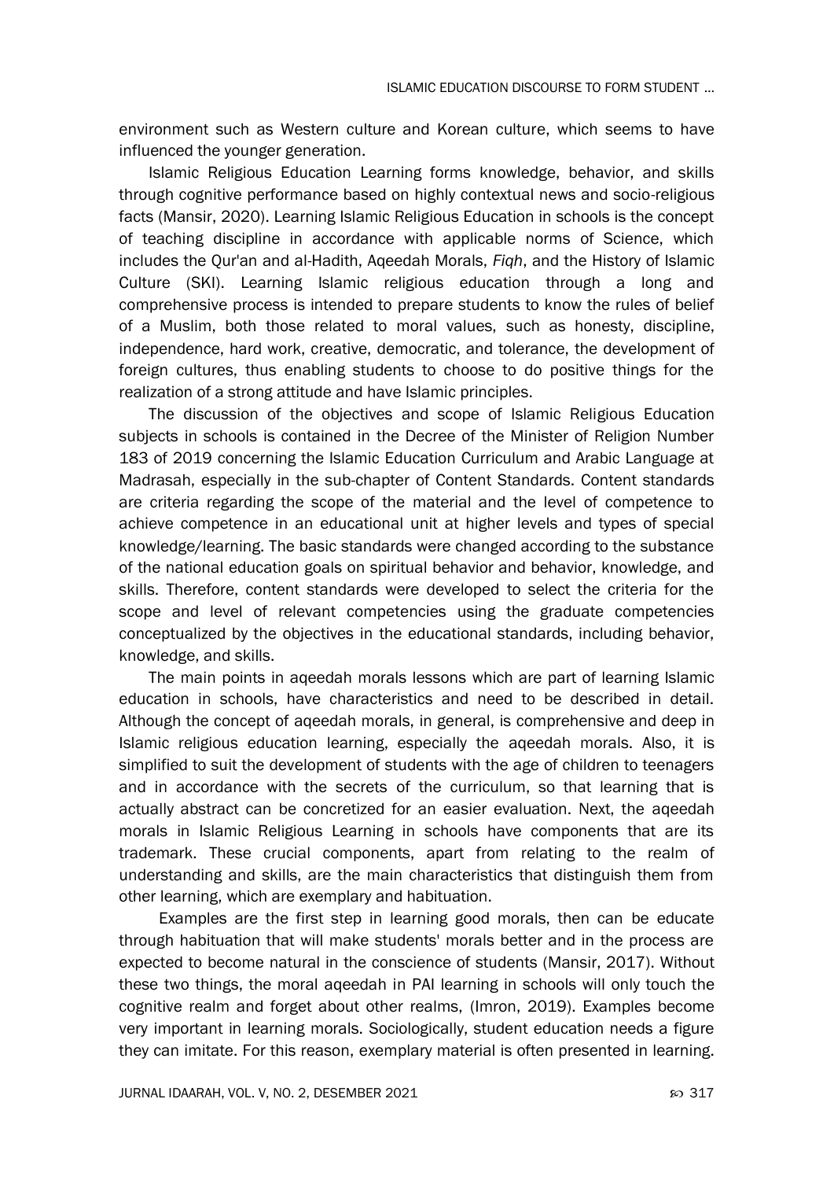environment such as Western culture and Korean culture, which seems to have influenced the younger generation.

Islamic Religious Education Learning forms knowledge, behavior, and skills through cognitive performance based on highly contextual news and socio-religious facts (Mansir, 2020). Learning Islamic Religious Education in schools is the concept of teaching discipline in accordance with applicable norms of Science, which includes the Qur'an and al-Hadith, Aqeedah Morals, *Fiqh*, and the History of Islamic Culture (SKI). Learning Islamic religious education through a long and comprehensive process is intended to prepare students to know the rules of belief of a Muslim, both those related to moral values, such as honesty, discipline, independence, hard work, creative, democratic, and tolerance, the development of foreign cultures, thus enabling students to choose to do positive things for the realization of a strong attitude and have Islamic principles.

The discussion of the objectives and scope of Islamic Religious Education subjects in schools is contained in the Decree of the Minister of Religion Number 183 of 2019 concerning the Islamic Education Curriculum and Arabic Language at Madrasah, especially in the sub-chapter of Content Standards. Content standards are criteria regarding the scope of the material and the level of competence to achieve competence in an educational unit at higher levels and types of special knowledge/learning. The basic standards were changed according to the substance of the national education goals on spiritual behavior and behavior, knowledge, and skills. Therefore, content standards were developed to select the criteria for the scope and level of relevant competencies using the graduate competencies conceptualized by the objectives in the educational standards, including behavior, knowledge, and skills.

The main points in aqeedah morals lessons which are part of learning Islamic education in schools, have characteristics and need to be described in detail. Although the concept of aqeedah morals, in general, is comprehensive and deep in Islamic religious education learning, especially the aqeedah morals. Also, it is simplified to suit the development of students with the age of children to teenagers and in accordance with the secrets of the curriculum, so that learning that is actually abstract can be concretized for an easier evaluation. Next, the aqeedah morals in Islamic Religious Learning in schools have components that are its trademark. These crucial components, apart from relating to the realm of understanding and skills, are the main characteristics that distinguish them from other learning, which are exemplary and habituation.

Examples are the first step in learning good morals, then can be educate through habituation that will make students' morals better and in the process are expected to become natural in the conscience of students (Mansir, 2017). Without these two things, the moral aqeedah in PAI learning in schools will only touch the cognitive realm and forget about other realms, (Imron, 2019). Examples become very important in learning morals. Sociologically, student education needs a figure they can imitate. For this reason, exemplary material is often presented in learning.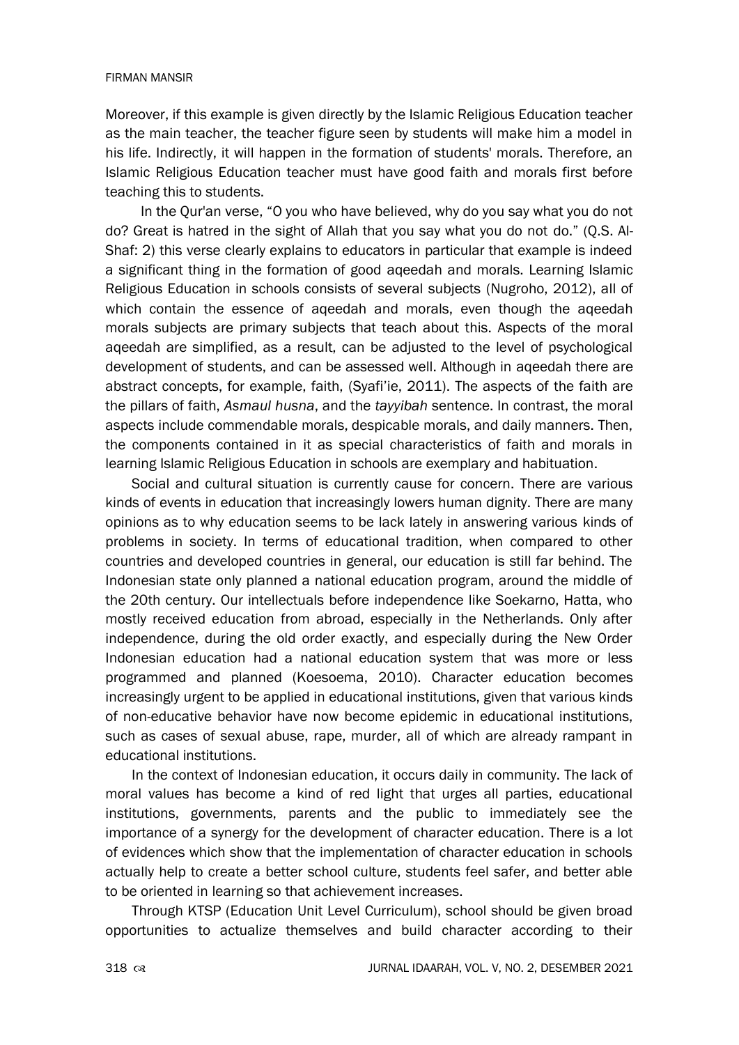Moreover, if this example is given directly by the Islamic Religious Education teacher as the main teacher, the teacher figure seen by students will make him a model in his life. Indirectly, it will happen in the formation of students' morals. Therefore, an Islamic Religious Education teacher must have good faith and morals first before teaching this to students.

In the Qur'an verse, "O you who have believed, why do you say what you do not do? Great is hatred in the sight of Allah that you say what you do not do." (Q.S. Al-Shaf: 2) this verse clearly explains to educators in particular that example is indeed a significant thing in the formation of good aqeedah and morals. Learning Islamic Religious Education in schools consists of several subjects (Nugroho, 2012), all of which contain the essence of aqeedah and morals, even though the aqeedah morals subjects are primary subjects that teach about this. Aspects of the moral aqeedah are simplified, as a result, can be adjusted to the level of psychological development of students, and can be assessed well. Although in aqeedah there are abstract concepts, for example, faith, (Syafi'ie, 2011). The aspects of the faith are the pillars of faith, *Asmaul husna*, and the *tayyibah* sentence. In contrast, the moral aspects include commendable morals, despicable morals, and daily manners. Then, the components contained in it as special characteristics of faith and morals in learning Islamic Religious Education in schools are exemplary and habituation.

Social and cultural situation is currently cause for concern. There are various kinds of events in education that increasingly lowers human dignity. There are many opinions as to why education seems to be lack lately in answering various kinds of problems in society. In terms of educational tradition, when compared to other countries and developed countries in general, our education is still far behind. The Indonesian state only planned a national education program, around the middle of the 20th century. Our intellectuals before independence like Soekarno, Hatta, who mostly received education from abroad, especially in the Netherlands. Only after independence, during the old order exactly, and especially during the New Order Indonesian education had a national education system that was more or less programmed and planned (Koesoema, 2010). Character education becomes increasingly urgent to be applied in educational institutions, given that various kinds of non-educative behavior have now become epidemic in educational institutions, such as cases of sexual abuse, rape, murder, all of which are already rampant in educational institutions.

In the context of Indonesian education, it occurs daily in community. The lack of moral values has become a kind of red light that urges all parties, educational institutions, governments, parents and the public to immediately see the importance of a synergy for the development of character education. There is a lot of evidences which show that the implementation of character education in schools actually help to create a better school culture, students feel safer, and better able to be oriented in learning so that achievement increases.

Through KTSP (Education Unit Level Curriculum), school should be given broad opportunities to actualize themselves and build character according to their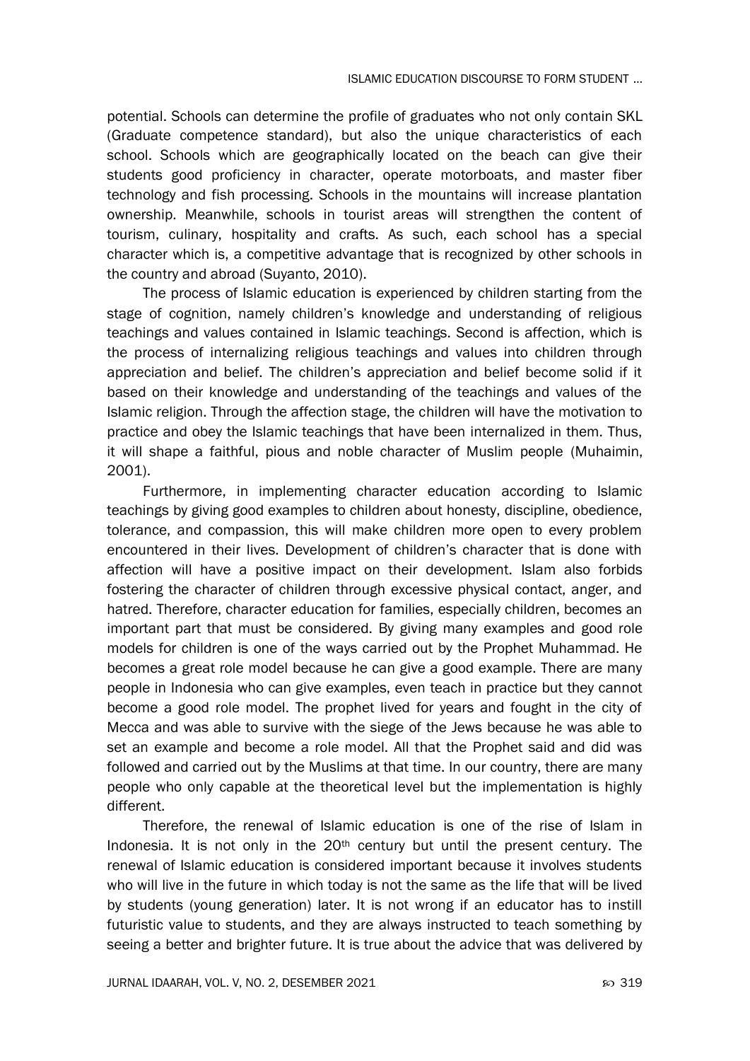potential. Schools can determine the profile of graduates who not only contain SKL (Graduate competence standard), but also the unique characteristics of each school. Schools which are geographically located on the beach can give their students good proficiency in character, operate motorboats, and master fiber technology and fish processing. Schools in the mountains will increase plantation ownership. Meanwhile, schools in tourist areas will strengthen the content of tourism, culinary, hospitality and crafts. As such, each school has a special character which is, a competitive advantage that is recognized by other schools in the country and abroad (Suyanto, 2010).

The process of Islamic education is experienced by children starting from the stage of cognition, namely children's knowledge and understanding of religious teachings and values contained in Islamic teachings. Second is affection, which is the process of internalizing religious teachings and values into children through appreciation and belief. The children's appreciation and belief become solid if it based on their knowledge and understanding of the teachings and values of the Islamic religion. Through the affection stage, the children will have the motivation to practice and obey the Islamic teachings that have been internalized in them. Thus, it will shape a faithful, pious and noble character of Muslim people (Muhaimin, 2001).

Furthermore, in implementing character education according to Islamic teachings by giving good examples to children about honesty, discipline, obedience, tolerance, and compassion, this will make children more open to every problem encountered in their lives. Development of children's character that is done with affection will have a positive impact on their development. Islam also forbids fostering the character of children through excessive physical contact, anger, and hatred. Therefore, character education for families, especially children, becomes an important part that must be considered. By giving many examples and good role models for children is one of the ways carried out by the Prophet Muhammad. He becomes a great role model because he can give a good example. There are many people in Indonesia who can give examples, even teach in practice but they cannot become a good role model. The prophet lived for years and fought in the city of Mecca and was able to survive with the siege of the Jews because he was able to set an example and become a role model. All that the Prophet said and did was followed and carried out by the Muslims at that time. In our country, there are many people who only capable at the theoretical level but the implementation is highly different.

Therefore, the renewal of Islamic education is one of the rise of Islam in Indonesia. It is not only in the 20th century but until the present century. The renewal of Islamic education is considered important because it involves students who will live in the future in which today is not the same as the life that will be lived by students (young generation) later. It is not wrong if an educator has to instill futuristic value to students, and they are always instructed to teach something by seeing a better and brighter future. It is true about the advice that was delivered by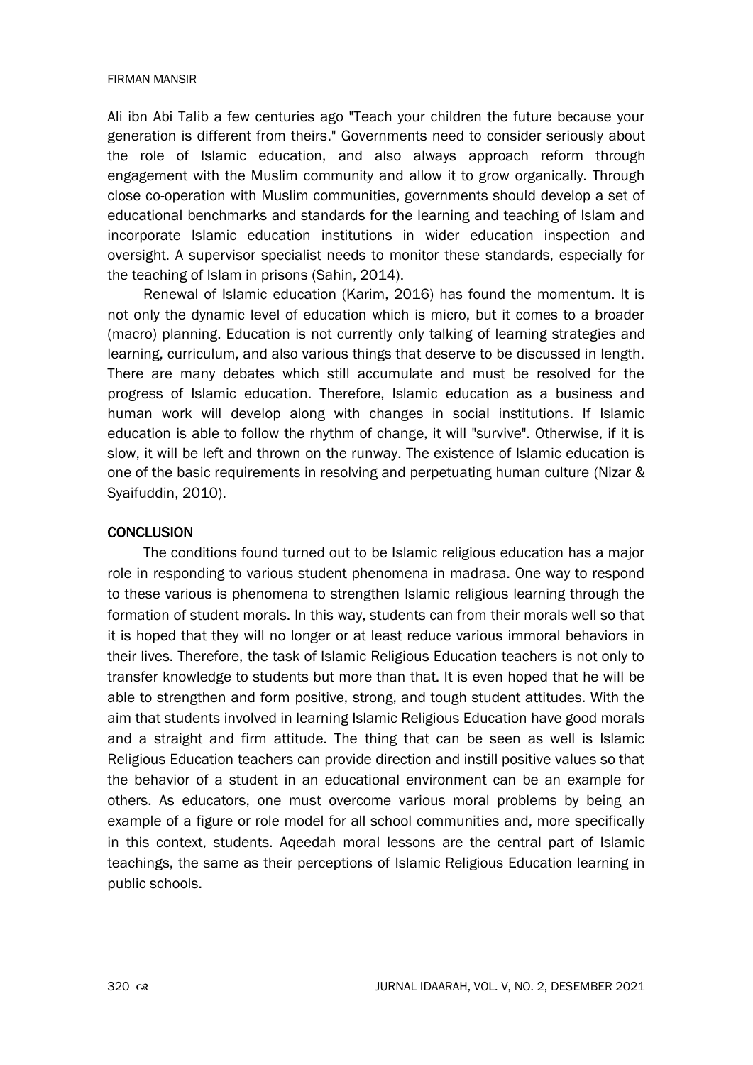Ali ibn Abi Talib a few centuries ago "Teach your children the future because your generation is different from theirs." Governments need to consider seriously about the role of Islamic education, and also always approach reform through engagement with the Muslim community and allow it to grow organically. Through close co-operation with Muslim communities, governments should develop a set of educational benchmarks and standards for the learning and teaching of Islam and incorporate Islamic education institutions in wider education inspection and oversight. A supervisor specialist needs to monitor these standards, especially for the teaching of Islam in prisons (Sahin, 2014).

Renewal of Islamic education (Karim, 2016) has found the momentum. It is not only the dynamic level of education which is micro, but it comes to a broader (macro) planning. Education is not currently only talking of learning strategies and learning, curriculum, and also various things that deserve to be discussed in length. There are many debates which still accumulate and must be resolved for the progress of Islamic education. Therefore, Islamic education as a business and human work will develop along with changes in social institutions. If Islamic education is able to follow the rhythm of change, it will "survive". Otherwise, if it is slow, it will be left and thrown on the runway. The existence of Islamic education is one of the basic requirements in resolving and perpetuating human culture (Nizar & Syaifuddin, 2010).

## CONCLUSION

The conditions found turned out to be Islamic religious education has a major role in responding to various student phenomena in madrasa. One way to respond to these various is phenomena to strengthen Islamic religious learning through the formation of student morals. In this way, students can from their morals well so that it is hoped that they will no longer or at least reduce various immoral behaviors in their lives. Therefore, the task of Islamic Religious Education teachers is not only to transfer knowledge to students but more than that. It is even hoped that he will be able to strengthen and form positive, strong, and tough student attitudes. With the aim that students involved in learning Islamic Religious Education have good morals and a straight and firm attitude. The thing that can be seen as well is Islamic Religious Education teachers can provide direction and instill positive values so that the behavior of a student in an educational environment can be an example for others. As educators, one must overcome various moral problems by being an example of a figure or role model for all school communities and, more specifically in this context, students. Aqeedah moral lessons are the central part of Islamic teachings, the same as their perceptions of Islamic Religious Education learning in public schools.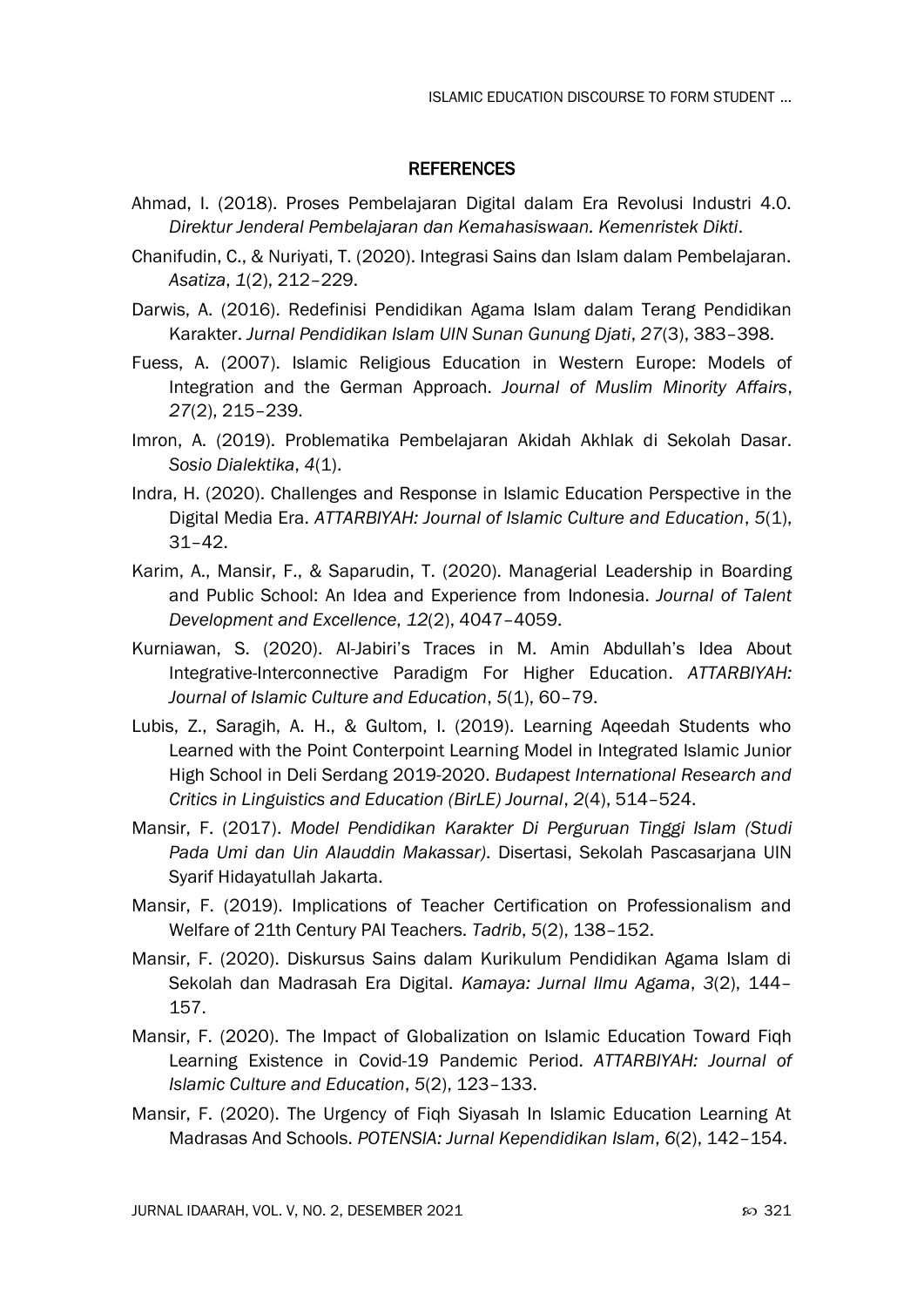## REFERENCES

Ahmad, I. (2018). Proses Pembelajaran Digital dalam Era Revolusi Industri 4.0. *Direktur Jenderal Pembelajaran dan Kemahasiswaan. Kemenristek Dikti*.

Chanifudin, C., & Nuriyati, T. (2020). Integrasi Sains dan Islam dalam Pembelajaran. *Asatiza*, *1*(2), 212–229.

Darwis, A. (2016). Redefinisi Pendidikan Agama Islam dalam Terang Pendidikan Karakter. *Jurnal Pendidikan Islam UIN Sunan Gunung Djati*, *27*(3), 383–398.

Fuess, A. (2007). Islamic Religious Education in Western Europe: Models of Integration and the German Approach. *Journal of Muslim Minority Affairs*, *27*(2), 215–239.

Imron, A. (2019). Problematika Pembelajaran Akidah Akhlak di Sekolah Dasar. *Sosio Dialektika*, *4*(1).

Indra, H. (2020). Challenges and Response in Islamic Education Perspective in the Digital Media Era. *ATTARBIYAH: Journal of Islamic Culture and Education*, *5*(1), 31–42.

Karim, A., Mansir, F., & Saparudin, T. (2020). Managerial Leadership in Boarding and Public School: An Idea and Experience from Indonesia. *Journal of Talent Development and Excellence*, *12*(2), 4047–4059.

Kurniawan, S. (2020). Al-Jabiri's Traces in M. Amin Abdullah's Idea About Integrative-Interconnective Paradigm For Higher Education. *ATTARBIYAH: Journal of Islamic Culture and Education*, *5*(1), 60–79.

Lubis, Z., Saragih, A. H., & Gultom, I. (2019). Learning Aqeedah Students who Learned with the Point Conterpoint Learning Model in Integrated Islamic Junior High School in Deli Serdang 2019-2020. *Budapest International Research and Critics in Linguistics and Education (BirLE) Journal*, *2*(4), 514–524.

Mansir, F. (2017). *Model Pendidikan Karakter Di Perguruan Tinggi Islam (Studi Pada Umi dan Uin Alauddin Makassar)*. Disertasi, Sekolah Pascasarjana UIN Syarif Hidayatullah Jakarta.

Mansir, F. (2019). Implications of Teacher Certification on Professionalism and Welfare of 21th Century PAI Teachers. *Tadrib*, *5*(2), 138–152.

Mansir, F. (2020). Diskursus Sains dalam Kurikulum Pendidikan Agama Islam di Sekolah dan Madrasah Era Digital. *Kamaya: Jurnal Ilmu Agama*, *3*(2), 144–157.

Mansir, F. (2020). The Impact of Globalization on Islamic Education Toward Fiqh Learning Existence in Covid-19 Pandemic Period. *ATTARBIYAH: Journal of Islamic Culture and Education*, *5*(2), 123–133.

Mansir, F. (2020). The Urgency of Fiqh Siyasah In Islamic Education Learning At Madrasas And Schools. *POTENSIA: Jurnal Kependidikan Islam*, *6*(2), 142–154.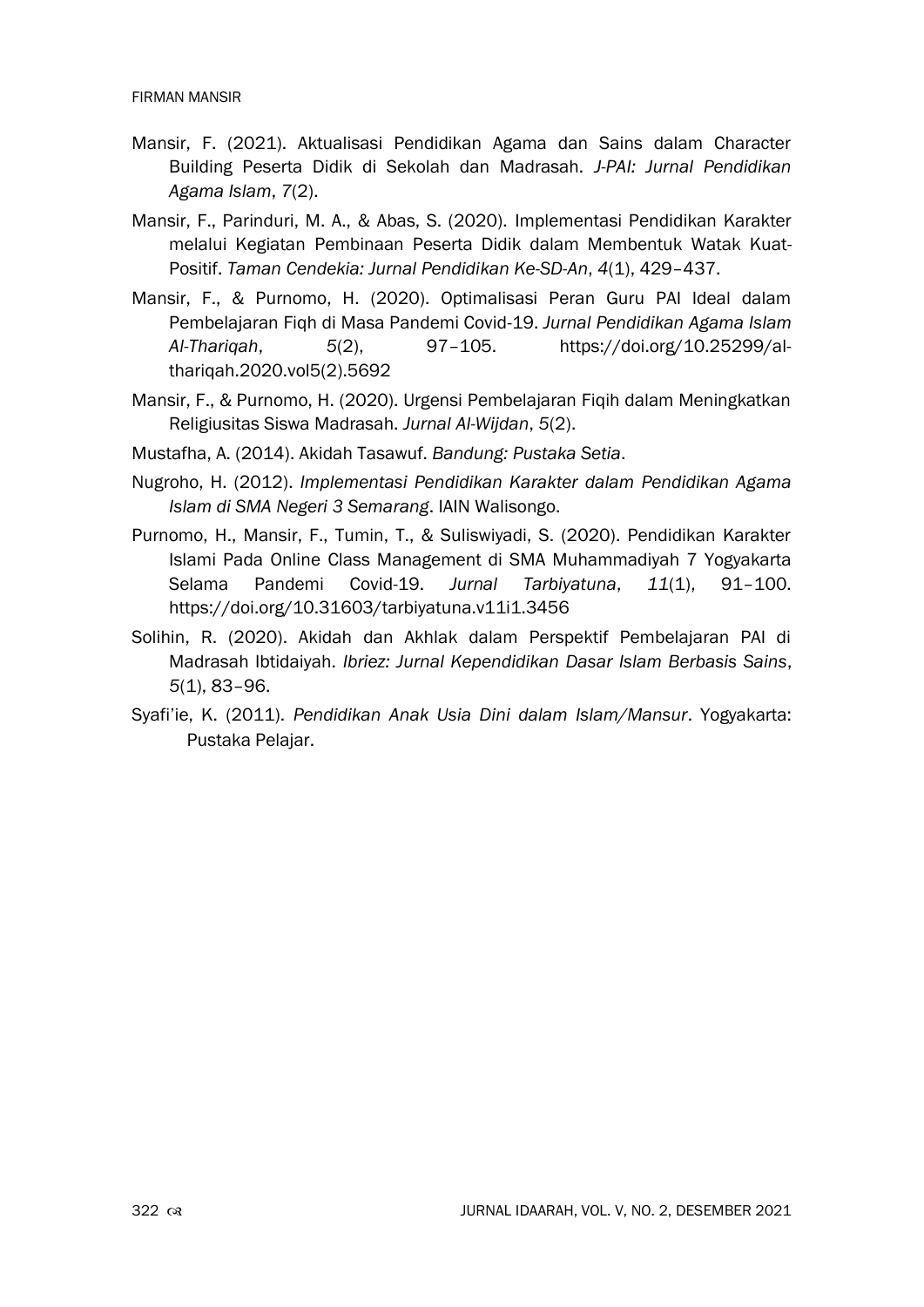Mansir, F. (2021). Aktualisasi Pendidikan Agama dan Sains dalam Character Building Peserta Didik di Sekolah dan Madrasah. *J-PAI: Jurnal Pendidikan Agama Islam*, *7*(2).

Mansir, F., Parinduri, M. A., & Abas, S. (2020). Implementasi Pendidikan Karakter melalui Kegiatan Pembinaan Peserta Didik dalam Membentuk Watak Kuat-Positif. *Taman Cendekia: Jurnal Pendidikan Ke-SD-An*, *4*(1), 429–437.

Mansir, F., & Purnomo, H. (2020). Optimalisasi Peran Guru PAI Ideal dalam Pembelajaran Fiqh di Masa Pandemi Covid-19. *Jurnal Pendidikan Agama Islam Al-Thariqah*, *5*(2), 97–105. https://doi.org/10.25299/al-thariqah.2020.vol5(2).5692

Mansir, F., & Purnomo, H. (2020). Urgensi Pembelajaran Fiqih dalam Meningkatkan Religiusitas Siswa Madrasah. *Jurnal Al-Wijdan*, *5*(2).

Mustafha, A. (2014). Akidah Tasawuf. *Bandung: Pustaka Setia*.

Nugroho, H. (2012). *Implementasi Pendidikan Karakter dalam Pendidikan Agama Islam di SMA Negeri 3 Semarang*. IAIN Walisongo.

Purnomo, H., Mansir, F., Tumin, T., & Suliswiyadi, S. (2020). Pendidikan Karakter Islami Pada Online Class Management di SMA Muhammadiyah 7 Yogyakarta Selama Pandemi Covid-19. *Jurnal Tarbiyatuna*, *11*(1), 91–100. https://doi.org/10.31603/tarbiyatuna.v11i1.3456

Solihin, R. (2020). Akidah dan Akhlak dalam Perspektif Pembelajaran PAI di Madrasah Ibtidaiyah. *Ibriez: Jurnal Kependidikan Dasar Islam Berbasis Sains*, *5*(1), 83–96.

Syafi'ie, K. (2011). *Pendidikan Anak Usia Dini dalam Islam/Mansur*. Yogyakarta: Pustaka Pelajar.